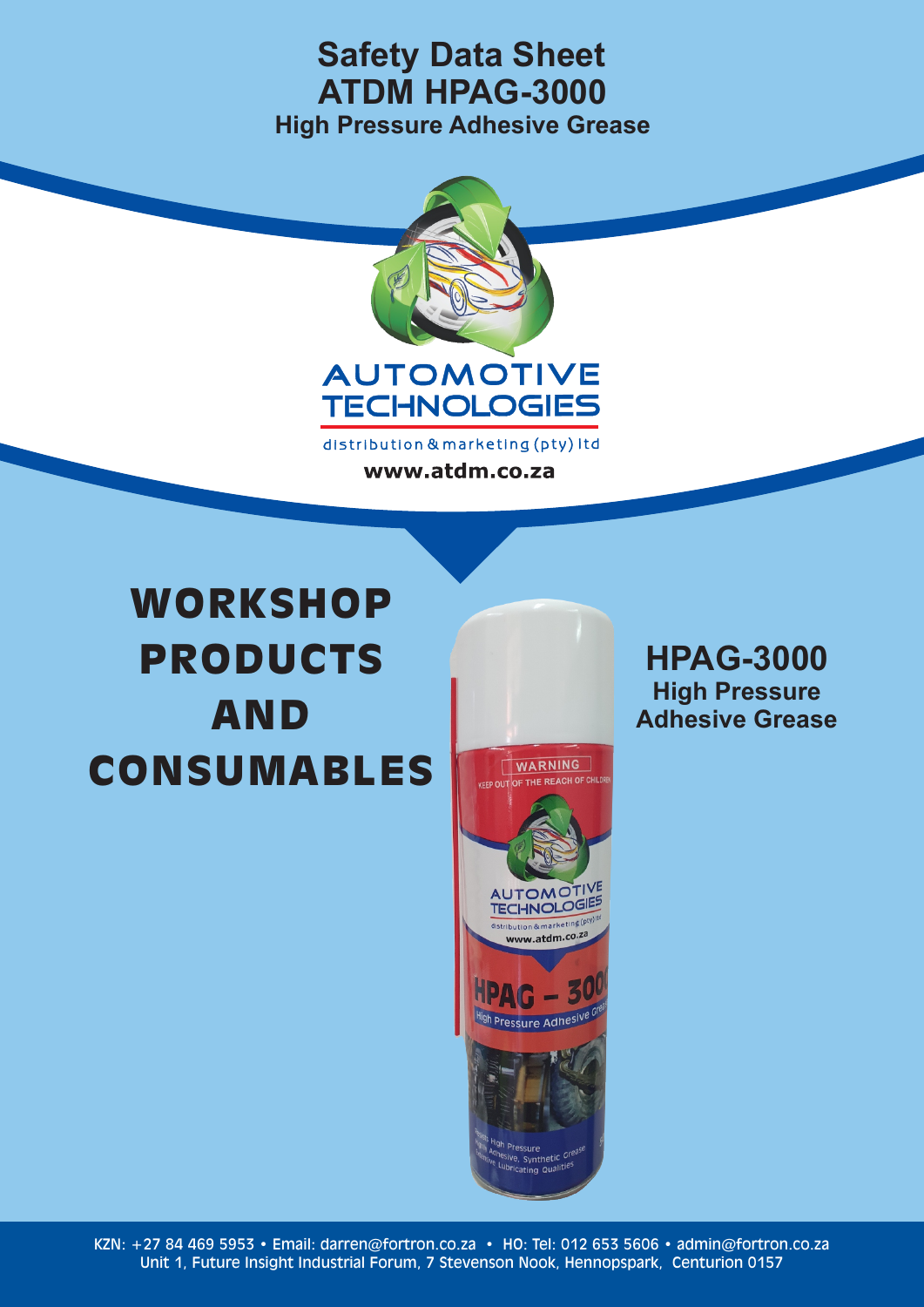# Safety Data Sheet
# ATDM HPAG-3000
## High Pressure Adhesive Grease

AUTOMOTIVE TECHNOLOGIES
distribution & marketing (pty) ltd
www.atdm.co.za

# WORKSHOP PRODUCTS AND CONSUMABLES

## HPAG-3000
### High Pressure Adhesive Grease

KZN: +27 84 469 5953 • Email: darren@fortron.co.za • HO: Tel: 012 653 5606 • admin@fortron.co.za
Unit 1, Future Insight Industrial Forum, 7 Stevenson Nook, Hennopspark, Centurion 0157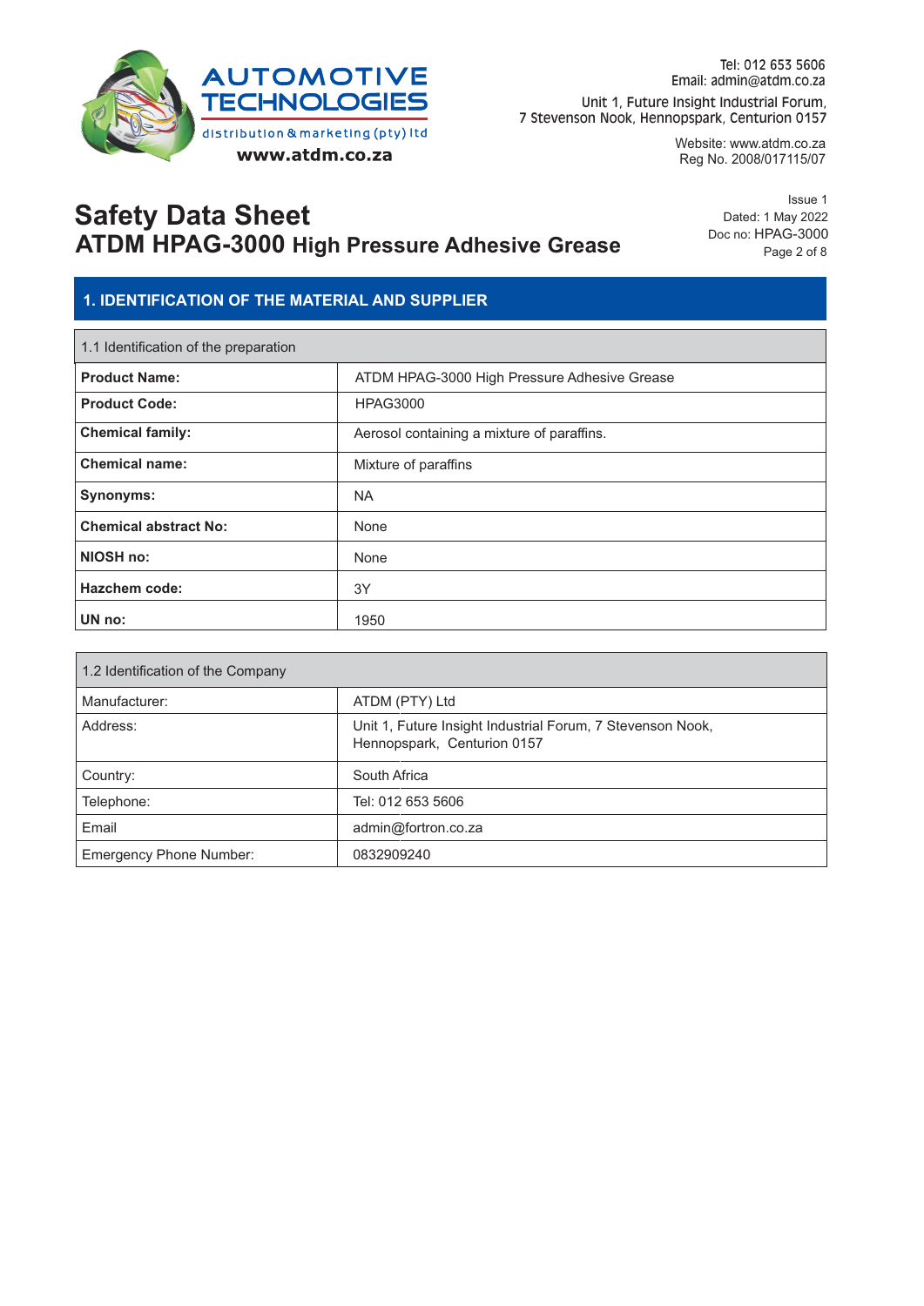# Safety Data Sheet
## ATDM HPAG-3000 High Pressure Adhesive Grease

Issue 1
Dated: 1 May 2022
Doc no: HPAG-3000

## 1. IDENTIFICATION OF THE MATERIAL AND SUPPLIER

| 1.1 Identification of the preparation | |
|---|---|
| **Product Name:** | ATDM HPAG-3000 High Pressure Adhesive Grease |
| **Product Code:** | HPAG3000 |
| **Chemical family:** | Aerosol containing a mixture of paraffins. |
| **Chemical name:** | Mixture of paraffins |
| **Synonyms:** | NA |
| **Chemical abstract No:** | None |
| **NIOSH no:** | None |
| **Hazchem code:** | 3Y |
| **UN no:** | 1950 |

| 1.2 Identification of the Company | |
|---|---|
| Manufacturer: | ATDM (PTY) Ltd |
| Address: | Unit 1, Future Insight Industrial Forum, 7 Stevenson Nook, Hennopspark, Centurion 0157 |
| Country: | South Africa |
| Telephone: | Tel: 012 653 5606 |
| Email | admin@fortron.co.za |
| Emergency Phone Number: | 0832909240 |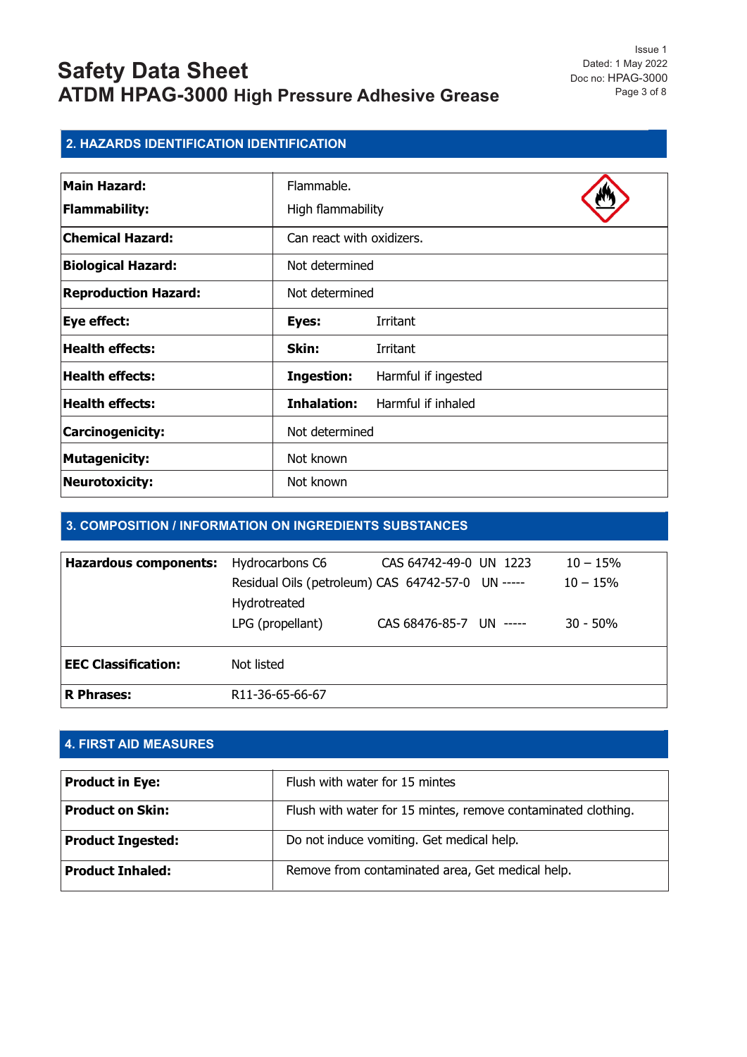# Safety Data Sheet
## ATDM HPAG-3000 High Pressure Adhesive Grease

Issue 1
Dated: 1 May 2022
Doc no: HPAG-3000

## 2. HAZARDS IDENTIFICATION IDENTIFICATION

| | | |
|---|---|---|
| **Main Hazard:** | Flammable. | |
| **Flammability:** | High flammability | |
| **Chemical Hazard:** | Can react with oxidizers. | |
| **Biological Hazard:** | Not determined | |
| **Reproduction Hazard:** | Not determined | |
| **Eye effect:** | **Eyes:** | Irritant |
| **Health effects:** | **Skin:** | Irritant |
| **Health effects:** | **Ingestion:** | Harmful if ingested |
| **Health effects:** | **Inhalation:** | Harmful if inhaled |
| **Carcinogenicity:** | Not determined | |
| **Mutagenicity:** | Not known | |
| **Neurotoxicity:** | Not known | |

## 3. COMPOSITION / INFORMATION ON INGREDIENTS SUBSTANCES

| | | | | |
|---|---|---|---|---|
| **Hazardous components:** | Hydrocarbons C6 | CAS 64742-49-0 | UN 1223 | 10 – 15% |
| | Residual Oils (petroleum) Hydrotreated | CAS 64742-57-0 | UN ----- | 10 – 15% |
| | LPG (propellant) | CAS 68476-85-7 | UN ----- | 30 - 50% |
| **EEC Classification:** | Not listed | | | |
| **R Phrases:** | R11-36-65-66-67 | | | |

## 4. FIRST AID MEASURES

| | |
|---|---|
| **Product in Eye:** | Flush with water for 15 mintes |
| **Product on Skin:** | Flush with water for 15 mintes, remove contaminated clothing. |
| **Product Ingested:** | Do not induce vomiting. Get medical help. |
| **Product Inhaled:** | Remove from contaminated area, Get medical help. |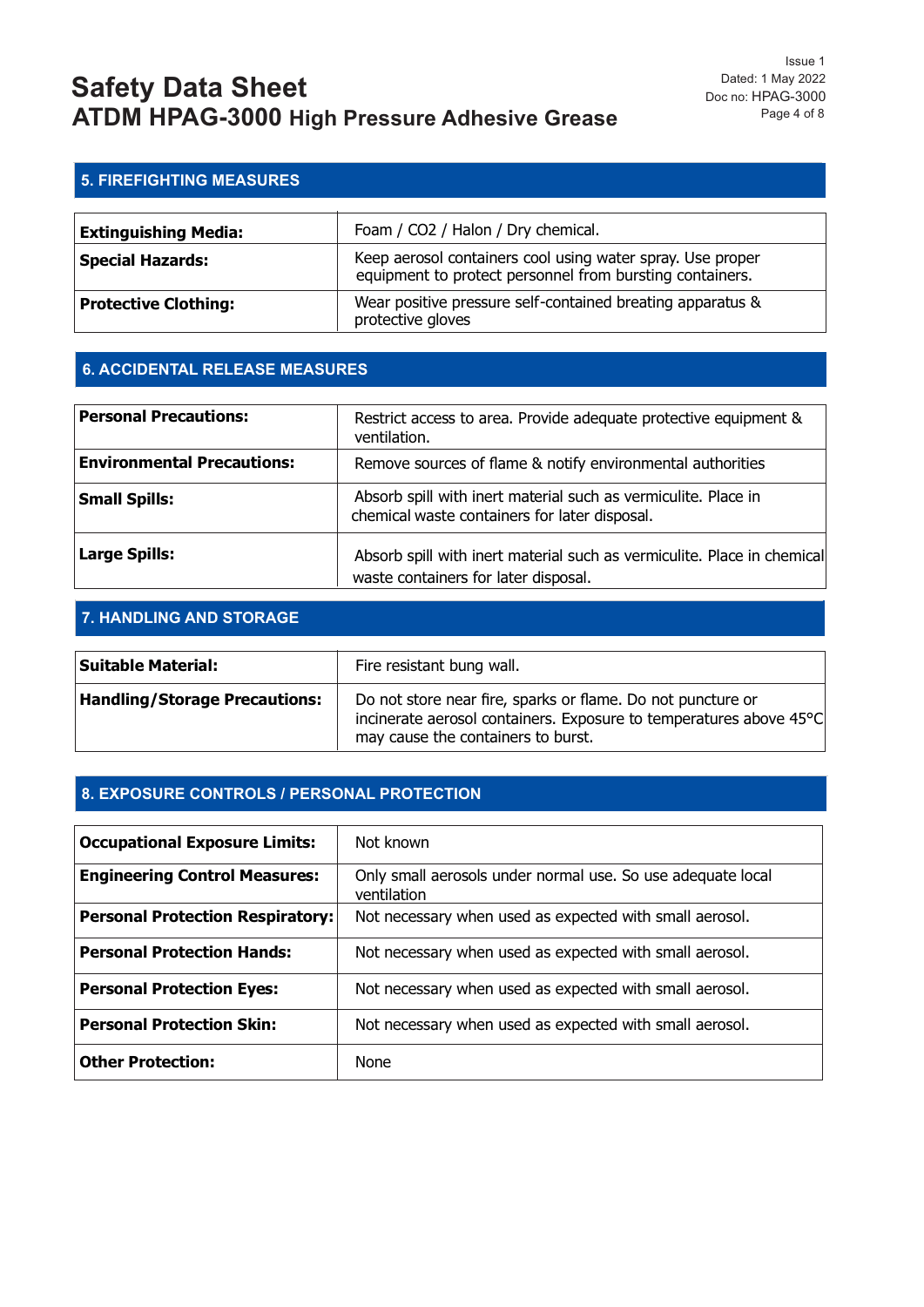## 5. FIREFIGHTING MEASURES

| | |
|---|---|
| **Extinguishing Media:** | Foam / CO2 / Halon / Dry chemical. |
| **Special Hazards:** | Keep aerosol containers cool using water spray. Use proper equipment to protect personnel from bursting containers. |
| **Protective Clothing:** | Wear positive pressure self-contained breating apparatus & protective gloves |

## 6. ACCIDENTAL RELEASE MEASURES

| | |
|---|---|
| **Personal Precautions:** | Restrict access to area. Provide adequate protective equipment & ventilation. |
| **Environmental Precautions:** | Remove sources of flame & notify environmental authorities |
| **Small Spills:** | Absorb spill with inert material such as vermiculite. Place in chemical waste containers for later disposal. |
| **Large Spills:** | Absorb spill with inert material such as vermiculite. Place in chemical waste containers for later disposal. |

## 7. HANDLING AND STORAGE

| | |
|---|---|
| **Suitable Material:** | Fire resistant bung wall. |
| **Handling/Storage Precautions:** | Do not store near fire, sparks or flame. Do not puncture or incinerate aerosol containers. Exposure to temperatures above 45°C may cause the containers to burst. |

## 8. EXPOSURE CONTROLS / PERSONAL PROTECTION

| | |
|---|---|
| **Occupational Exposure Limits:** | Not known |
| **Engineering Control Measures:** | Only small aerosols under normal use. So use adequate local ventilation |
| **Personal Protection Respiratory:** | Not necessary when used as expected with small aerosol. |
| **Personal Protection Hands:** | Not necessary when used as expected with small aerosol. |
| **Personal Protection Eyes:** | Not necessary when used as expected with small aerosol. |
| **Personal Protection Skin:** | Not necessary when used as expected with small aerosol. |
| **Other Protection:** | None |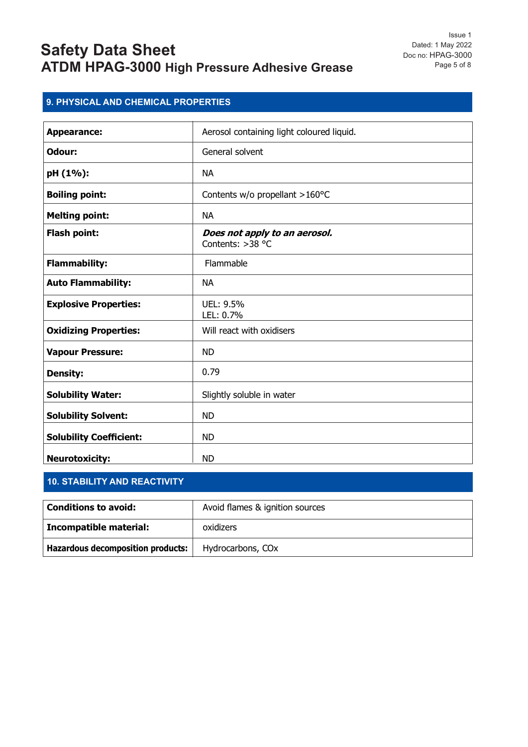## 9. PHYSICAL AND CHEMICAL PROPERTIES

| | |
|---|---|
| **Appearance:** | Aerosol containing light coloured liquid. |
| **Odour:** | General solvent |
| **pH (1%):** | NA |
| **Boiling point:** | Contents w/o propellant >160°C |
| **Melting point:** | NA |
| **Flash point:** | ***Does not apply to an aerosol.***<br>Contents: >38 °C |
| **Flammability:** | Flammable |
| **Auto Flammability:** | NA |
| **Explosive Properties:** | UEL: 9.5%<br>LEL: 0.7% |
| **Oxidizing Properties:** | Will react with oxidisers |
| **Vapour Pressure:** | ND |
| **Density:** | 0.79 |
| **Solubility Water:** | Slightly soluble in water |
| **Solubility Solvent:** | ND |
| **Solubility Coefficient:** | ND |
| **Neurotoxicity:** | ND |

## 10. STABILITY AND REACTIVITY

| | |
|---|---|
| **Conditions to avoid:** | Avoid flames & ignition sources |
| **Incompatible material:** | oxidizers |
| **Hazardous decomposition products:** | Hydrocarbons, COx |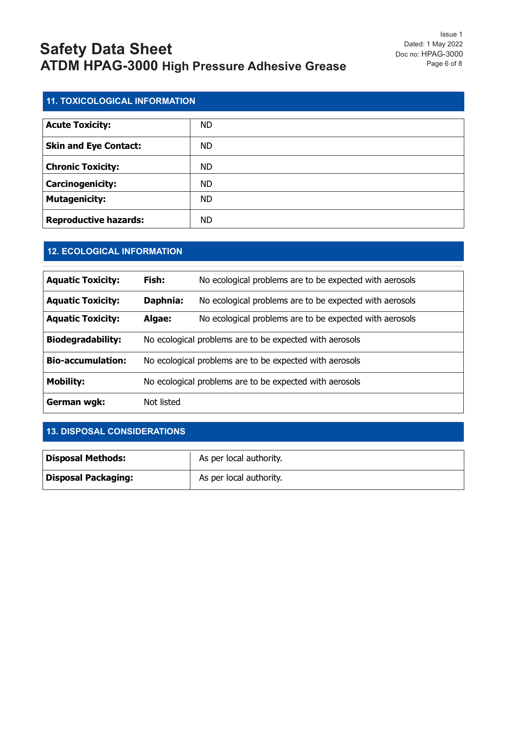## 11. TOXICOLOGICAL INFORMATION

| | |
|---|---|
| **Acute Toxicity:** | ND |
| **Skin and Eye Contact:** | ND |
| **Chronic Toxicity:** | ND |
| **Carcinogenicity:** | ND |
| **Mutagenicity:** | ND |
| **Reproductive hazards:** | ND |

## 12. ECOLOGICAL INFORMATION

| | | |
|---|---|---|
| **Aquatic Toxicity:** | **Fish:** | No ecological problems are to be expected with aerosols |
| **Aquatic Toxicity:** | **Daphnia:** | No ecological problems are to be expected with aerosols |
| **Aquatic Toxicity:** | **Algae:** | No ecological problems are to be expected with aerosols |
| **Biodegradability:** | No ecological problems are to be expected with aerosols | |
| **Bio-accumulation:** | No ecological problems are to be expected with aerosols | |
| **Mobility:** | No ecological problems are to be expected with aerosols | |
| **German wgk:** | Not listed | |

## 13. DISPOSAL CONSIDERATIONS

| | |
|---|---|
| **Disposal Methods:** | As per local authority. |
| **Disposal Packaging:** | As per local authority. |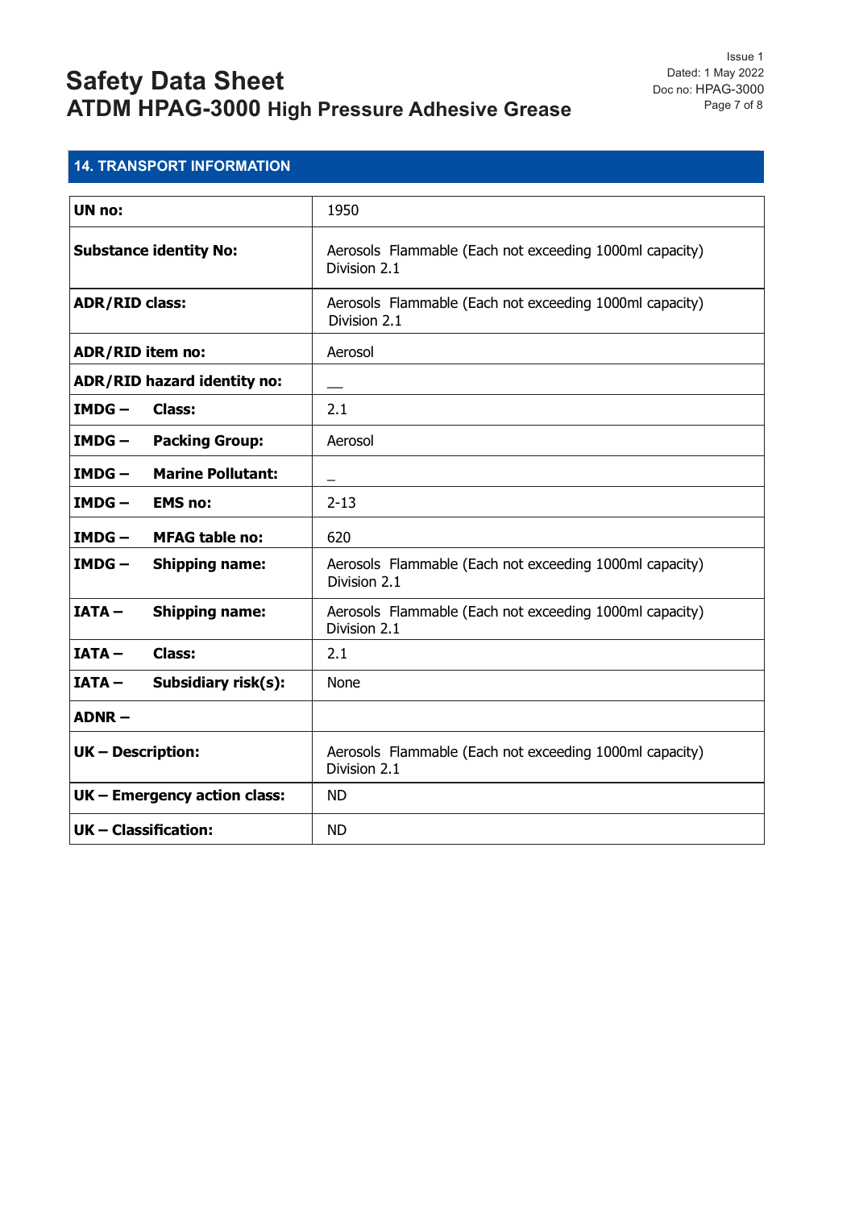## 14. TRANSPORT INFORMATION

| | |
|---|---|
| **UN no:** | 1950 |
| **Substance identity No:** | Aerosols Flammable (Each not exceeding 1000ml capacity) Division 2.1 |
| **ADR/RID class:** | Aerosols Flammable (Each not exceeding 1000ml capacity) Division 2.1 |
| **ADR/RID item no:** | Aerosol |
| **ADR/RID hazard identity no:** | __ |
| **IMDG – Class:** | 2.1 |
| **IMDG – Packing Group:** | Aerosol |
| **IMDG – Marine Pollutant:** | _ |
| **IMDG – EMS no:** | 2-13 |
| **IMDG – MFAG table no:** | 620 |
| **IMDG – Shipping name:** | Aerosols Flammable (Each not exceeding 1000ml capacity) Division 2.1 |
| **IATA – Shipping name:** | Aerosols Flammable (Each not exceeding 1000ml capacity) Division 2.1 |
| **IATA – Class:** | 2.1 |
| **IATA – Subsidiary risk(s):** | None |
| **ADNR –** | |
| **UK – Description:** | Aerosols Flammable (Each not exceeding 1000ml capacity) Division 2.1 |
| **UK – Emergency action class:** | ND |
| **UK – Classification:** | ND |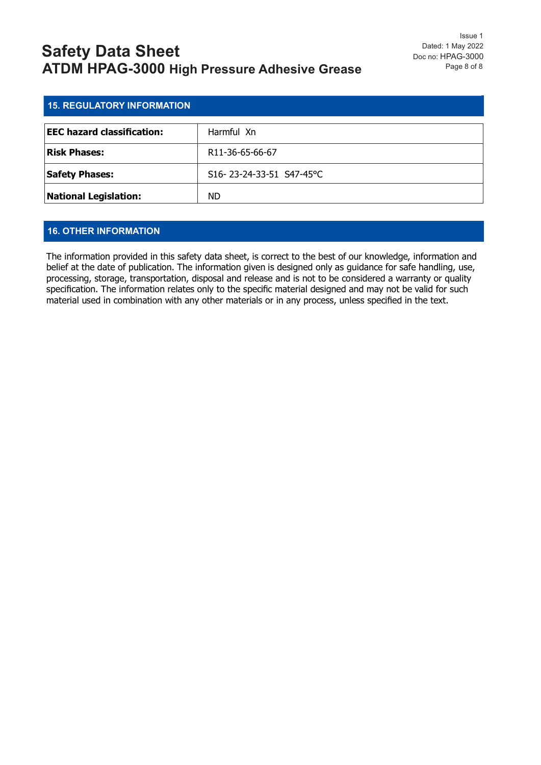## 15. REGULATORY INFORMATION

| | |
|---|---|
| **EEC hazard classification:** | Harmful Xn |
| **Risk Phases:** | R11-36-65-66-67 |
| **Safety Phases:** | S16- 23-24-33-51 S47-45°C |
| **National Legislation:** | ND |

## 16. OTHER INFORMATION

The information provided in this safety data sheet, is correct to the best of our knowledge, information and belief at the date of publication. The information given is designed only as guidance for safe handling, use, processing, storage, transportation, disposal and release and is not to be considered a warranty or quality specification. The information relates only to the specific material designed and may not be valid for such material used in combination with any other materials or in any process, unless specified in the text.